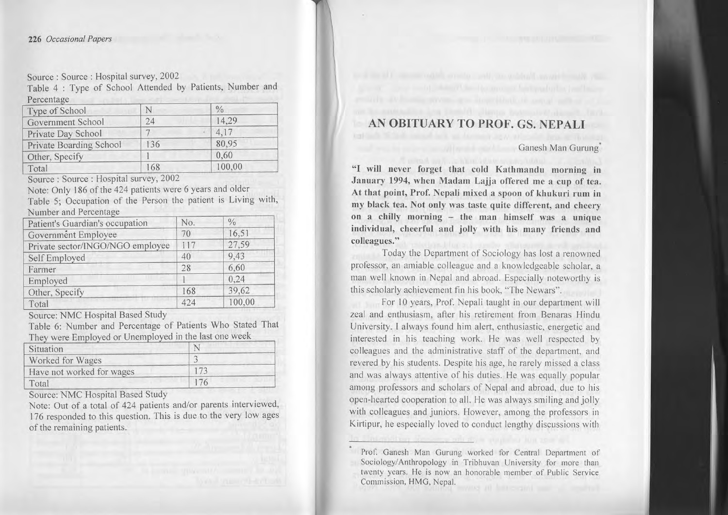Source : Source : Hospital survey, 2002

Table 4 : Type of School Attended by Patients, Number and Percentage

| Type of School | N | % |
|---|---|---|
| Government School | 24 | 14,29 |
| Private Day School | 7 | 4,17 |
| Private Boarding School | 136 | 80,95 |
| Other, Specify | 1 | 0,60 |
| Total | 168 | 100,00 |

Source : Source : Hospital survey, 2002

Note: Only 186 of the 424 patients were 6 years and older

Table 5; Occupation of the Person the patient is Living with, Number and Percentage

| Patient's Guardian's occupation | No. | % |
|---|---|---|
| Government Employee | 70 | 16,51 |
| Private sector/INGO/NGO employee | 117 | 27,59 |
| Self Employed | 40 | 9,43 |
| Farmer | 28 | 6,60 |
| Employed | 1 | 0,24 |
| Other, Specify | 168 | 39,62 |
| Total | 424 | 100,00 |

Source: NMC Hospital Based Study

Table 6: Number and Percentage of Patients Who Stated That They were Employed or Unemployed in the last one week

| Situation | N |
|---|---|
| Worked for Wages | 3 |
| Have not worked for wages | 173 |
| Total | 176 |

Source: NMC Hospital Based Study

Note: Out of a total of 424 patients and/or parents interviewed, 176 responded to this question. This is due to the very low ages of the remaining patients.

# AN OBITUARY TO PROF. GS. NEPALI

Ganesh Man Gurung*

**"I will never forget that cold Kathmandu morning in January 1994, when Madam Lajja offered me a cup of tea. At that point, Prof. Nepali mixed a spoon of khukuri rum in my black tea. Not only was taste quite different, and cheery on a chilly morning – the man himself was a unique individual, cheerful and jolly with his many friends and colleagues."**

Today the Department of Sociology has lost a renowned professor, an amiable colleague and a knowledgeable scholar, a man well known in Nepal and abroad. Especially noteworthy is this scholarly achievement fin his book, "The Newars".

For 10 years, Prof. Nepali taught in our department will zeal and enthusiasm, after his retirement from Benaras Hindu University. I always found him alert, enthusiastic, energetic and interested in his teaching work. He was well respected by colleagues and the administrative staff of the department, and revered by his students. Despite his age, he rarely missed a class and was always attentive of his duties. He was equally popular among professors and scholars of Nepal and abroad, due to his open-hearted cooperation to all. He was always smiling and jolly with colleagues and juniors. However, among the professors in Kirtipur, he especially loved to conduct lengthy discussions with

* Prof. Ganesh Man Gurung worked for Central Department of Sociology/Anthropology in Tribhuvan University for more than twenty years. He is now an honorable member of Public Service Commission, HMG, Nepal.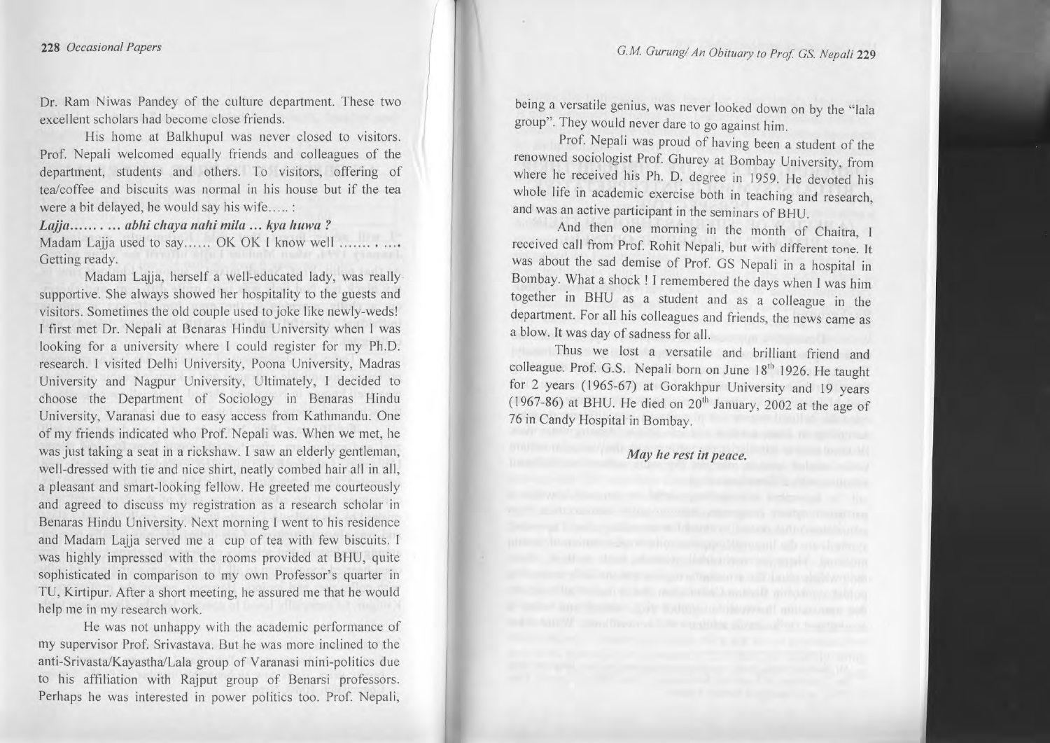Dr. Ram Niwas Pandey of the culture department. These two excellent scholars had become close friends.

His home at Balkhupul was never closed to visitors. Prof. Nepali welcomed equally friends and colleagues of the department, students and others. To visitors, offering of tea/coffee and biscuits was normal in his house but if the tea were a bit delayed, he would say his wife..... :

***Lajja...... ... abhi chaya nahi mila ... kya huwa ?***

Madam Lajja used to say...... OK OK I know well ....... . .... Getting ready.

Madam Lajja, herself a well-educated lady, was really supportive. She always showed her hospitality to the guests and visitors. Sometimes the old couple used to joke like newly-weds! I first met Dr. Nepali at Benaras Hindu University when I was looking for a university where I could register for my Ph.D. research. I visited Delhi University, Poona University, Madras University and Nagpur University, Ultimately, I decided to choose the Department of Sociology in Benaras Hindu University, Varanasi due to easy access from Kathmandu. One of my friends indicated who Prof. Nepali was. When we met, he was just taking a seat in a rickshaw. I saw an elderly gentleman, well-dressed with tie and nice shirt, neatly combed hair all in all, a pleasant and smart-looking fellow. He greeted me courteously and agreed to discuss my registration as a research scholar in Benaras Hindu University. Next morning I went to his residence and Madam Lajja served me a cup of tea with few biscuits. I was highly impressed with the rooms provided at BHU, quite sophisticated in comparison to my own Professor's quarter in TU, Kirtipur. After a short meeting, he assured me that he would help me in my research work.

He was not unhappy with the academic performance of my supervisor Prof. Srivastava. But he was more inclined to the anti-Srivasta/Kayastha/Lala group of Varanasi mini-politics due to his affiliation with Rajput group of Benarsi professors. Perhaps he was interested in power politics too. Prof. Nepali, being a versatile genius, was never looked down on by the "lala group". They would never dare to go against him.

Prof. Nepali was proud of having been a student of the renowned sociologist Prof. Ghurey at Bombay University, from where he received his Ph. D. degree in 1959. He devoted his whole life in academic exercise both in teaching and research, and was an active participant in the seminars of BHU.

And then one morning in the month of Chaitra, I received call from Prof. Rohit Nepali, but with different tone. It was about the sad demise of Prof. GS Nepali in a hospital in Bombay. What a shock ! I remembered the days when I was him together in BHU as a student and as a colleague in the department. For all his colleagues and friends, the news came as a blow. It was day of sadness for all.

Thus we lost a versatile and brilliant friend and colleague. Prof. G.S. Nepali born on June 18th 1926. He taught for 2 years (1965-67) at Gorakhpur University and 19 years (1967-86) at BHU. He died on 20th January, 2002 at the age of 76 in Candy Hospital in Bombay.

*May he rest in peace.*